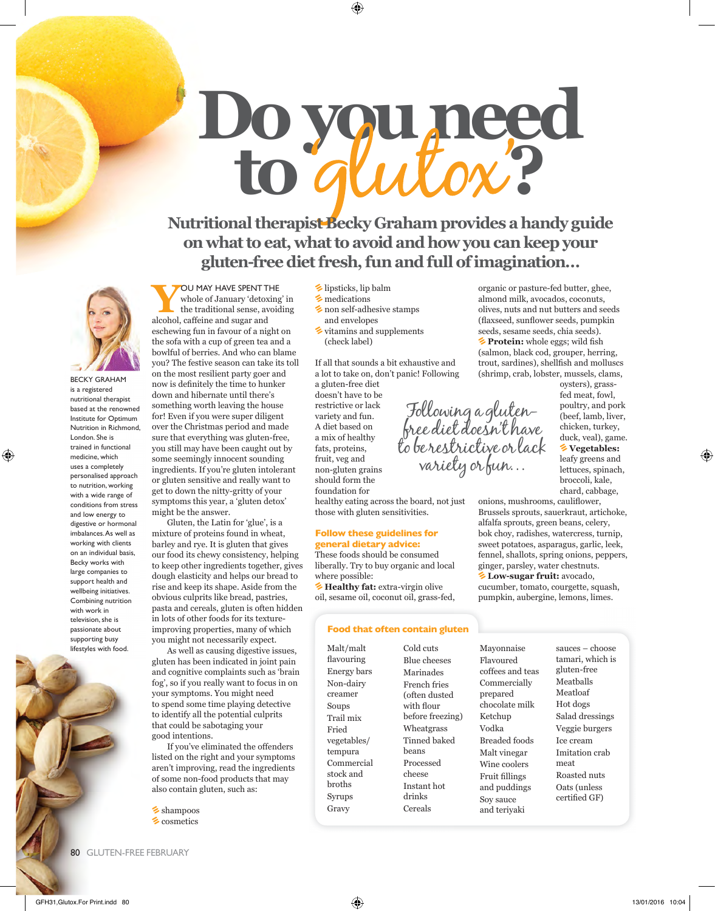# Do you need to 'glutox'?

**Nutritional therapist Becky Graham provides a handy guide on what to eat, what to avoid and how you can keep your gluten-free diet fresh, fun and full of imagination...**

BECKY GRAHAM is a registered nutritional therapist based at the renowned Institute for Optimum Nutrition in Richmond, London. She is trained in functional medicine, which uses a completely personalised approach to nutrition, working with a wide range of conditions from stress and low energy to digestive or hormonal imbalances. As well as working with clients on an individual basis, Becky works with large companies to support health and wellbeing initiatives. Combining nutrition with work in television, she is passionate about supporting busy lifestyles with food.

YOU MAY HAVE SPENT THE whole of January 'detoxing' in the traditional sense, avoiding alcohol, caffeine and sugar and eschewing fun in favour of a night on the sofa with a cup of green tea and a bowlful of berries. And who can blame you? The festive season can take its toll on the most resilient party goer and now is definitely the time to hunker down and hibernate until there's something worth leaving the house for! Even if you were super diligent over the Christmas period and made sure that everything was gluten-free, you still may have been caught out by some seemingly innocent sounding ingredients. If you're gluten intolerant or gluten sensitive and really want to get to down the nitty-gritty of your symptoms this year, a 'gluten detox' might be the answer.

Gluten, the Latin for 'glue', is a mixture of proteins found in wheat, barley and rye. It is gluten that gives our food its chewy consistency, helping to keep other ingredients together, gives dough elasticity and helps our bread to rise and keep its shape. Aside from the obvious culprits like bread, pastries, pasta and cereals, gluten is often hidden in lots of other foods for its texture-improving properties, many of which you might not necessarily expect.

As well as causing digestive issues, gluten has been indicated in joint pain and cognitive complaints such as 'brain fog', so if you really want to focus in on your symptoms. You might need to spend some time playing detective to identify all the potential culprits that could be sabotaging your good intentions.

If you've eliminated the offenders listed on the right and your symptoms aren't improving, read the ingredients of some non-food products that may also contain gluten, such as:

- shampoos
- cosmetics
- lipsticks, lip balm
- medications
- non self-adhesive stamps and envelopes
- vitamins and supplements (check label)

If all that sounds a bit exhaustive and a lot to take on, don't panic! Following a gluten-free diet doesn't have to be restrictive or lack variety and fun. A diet based on a mix of healthy fats, proteins, fruit, veg and non-gluten grains should form the foundation for healthy eating across the board, not just those with gluten sensitivities.

*Following a gluten-free diet doesn't have to be restrictive or lack variety or fun...*

**Follow these guidelines for general dietary advice:**

These foods should be consumed liberally. Try to buy organic and local where possible:

- **Healthy fat:** extra-virgin olive oil, sesame oil, coconut oil, grass-fed, organic or pasture-fed butter, ghee, almond milk, avocados, coconuts, olives, nuts and nut butters and seeds (flaxseed, sunflower seeds, pumpkin seeds, sesame seeds, chia seeds).
- **Protein:** whole eggs; wild fish (salmon, black cod, grouper, herring, trout, sardines), shellfish and molluscs (shrimp, crab, lobster, mussels, clams, oysters), grass-fed meat, fowl, poultry, and pork (beef, lamb, liver, chicken, turkey, duck, veal), game.
- **Vegetables:** leafy greens and lettuces, spinach, broccoli, kale, chard, cabbage, onions, mushrooms, cauliflower, Brussels sprouts, sauerkraut, artichoke, alfalfa sprouts, green beans, celery, bok choy, radishes, watercress, turnip, sweet potatoes, asparagus, garlic, leek, fennel, shallots, spring onions, peppers, ginger, parsley, water chestnuts.
- **Low-sugar fruit:** avocado, cucumber, tomato, courgette, squash, pumpkin, aubergine, lemons, limes.

**Food that often contain gluten**

Malt/malt flavouring
Energy bars
Non-dairy creamer
Soups
Trail mix
Fried vegetables/tempura
Commercial stock and broths
Syrups
Gravy
Cold cuts
Blue cheeses
Marinades
French fries (often dusted with flour before freezing)
Wheatgrass
Tinned baked beans
Processed cheese
Instant hot drinks
Cereals
Mayonnaise
Flavoured coffees and teas
Commercially prepared chocolate milk
Ketchup
Vodka
Breaded foods
Malt vinegar
Wine coolers
Fruit fillings and puddings
Soy sauce and teriyaki sauces – choose tamari, which is gluten-free
Meatballs
Meatloaf
Hot dogs
Salad dressings
Veggie burgers
Ice cream
Imitation crab meat
Roasted nuts
Oats (unless certified GF)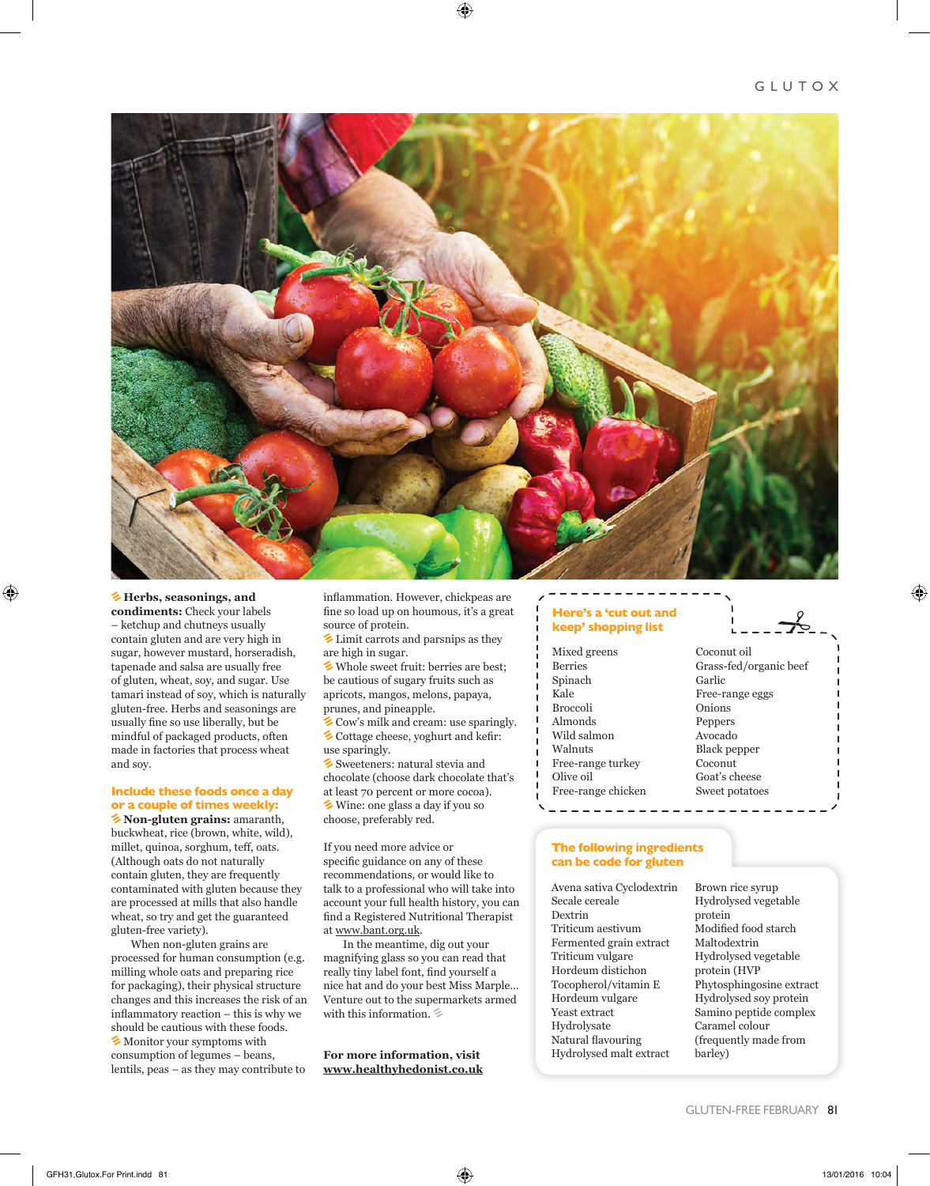**Herbs, seasonings, and condiments:** Check your labels – ketchup and chutneys usually contain gluten and are very high in sugar, however mustard, horseradish, tapenade and salsa are usually free of gluten, wheat, soy, and sugar. Use tamari instead of soy, which is naturally gluten-free. Herbs and seasonings are usually fine so use liberally, but be mindful of packaged products, often made in factories that process wheat and soy.

### Include these foods once a day or a couple of times weekly:

- **Non-gluten grains:** amaranth, buckwheat, rice (brown, white, wild), millet, quinoa, sorghum, teff, oats. (Although oats do not naturally contain gluten, they are frequently contaminated with gluten because they are processed at mills that also handle wheat, so try and get the guaranteed gluten-free variety).

  When non-gluten grains are processed for human consumption (e.g. milling whole oats and preparing rice for packaging), their physical structure changes and this increases the risk of an inflammatory reaction – this is why we should be cautious with these foods.
- Monitor your symptoms with consumption of legumes – beans, lentils, peas – as they may contribute to inflammation. However, chickpeas are fine so load up on houmous, it's a great source of protein.
- Limit carrots and parsnips as they are high in sugar.
- Whole sweet fruit: berries are best; be cautious of sugary fruits such as apricots, mangos, melons, papaya, prunes, and pineapple.
- Cow's milk and cream: use sparingly.
- Cottage cheese, yoghurt and kefir: use sparingly.
- Sweeteners: natural stevia and chocolate (choose dark chocolate that's at least 70 percent or more cocoa).
- Wine: one glass a day if you so choose, preferably red.

If you need more advice or specific guidance on any of these recommendations, or would like to talk to a professional who will take into account your full health history, you can find a Registered Nutritional Therapist at www.bant.org.uk.

In the meantime, dig out your magnifying glass so you can read that really tiny label font, find yourself a nice hat and do your best Miss Marple... Venture out to the supermarkets armed with this information.

**For more information, visit www.healthyhedonist.co.uk**

### Here's a 'cut out and keep' shopping list

- Mixed greens
- Berries
- Spinach
- Kale
- Broccoli
- Almonds
- Wild salmon
- Walnuts
- Free-range turkey
- Olive oil
- Free-range chicken
- Coconut oil
- Grass-fed/organic beef
- Garlic
- Free-range eggs
- Onions
- Peppers
- Avocado
- Black pepper
- Coconut
- Goat's cheese
- Sweet potatoes

### The following ingredients can be code for gluten

- Avena sativa Cyclodextrin
- Secale cereale
- Dextrin
- Triticum aestivum
- Fermented grain extract
- Triticum vulgare
- Hordeum distichon
- Tocopherol/vitamin E
- Hordeum vulgare
- Yeast extract
- Hydrolysate
- Natural flavouring
- Hydrolysed malt extract
- Brown rice syrup
- Hydrolysed vegetable protein
- Modified food starch
- Maltodextrin
- Hydrolysed vegetable protein (HVP
- Phytosphingosine extract
- Hydrolysed soy protein
- Samino peptide complex
- Caramel colour (frequently made from barley)